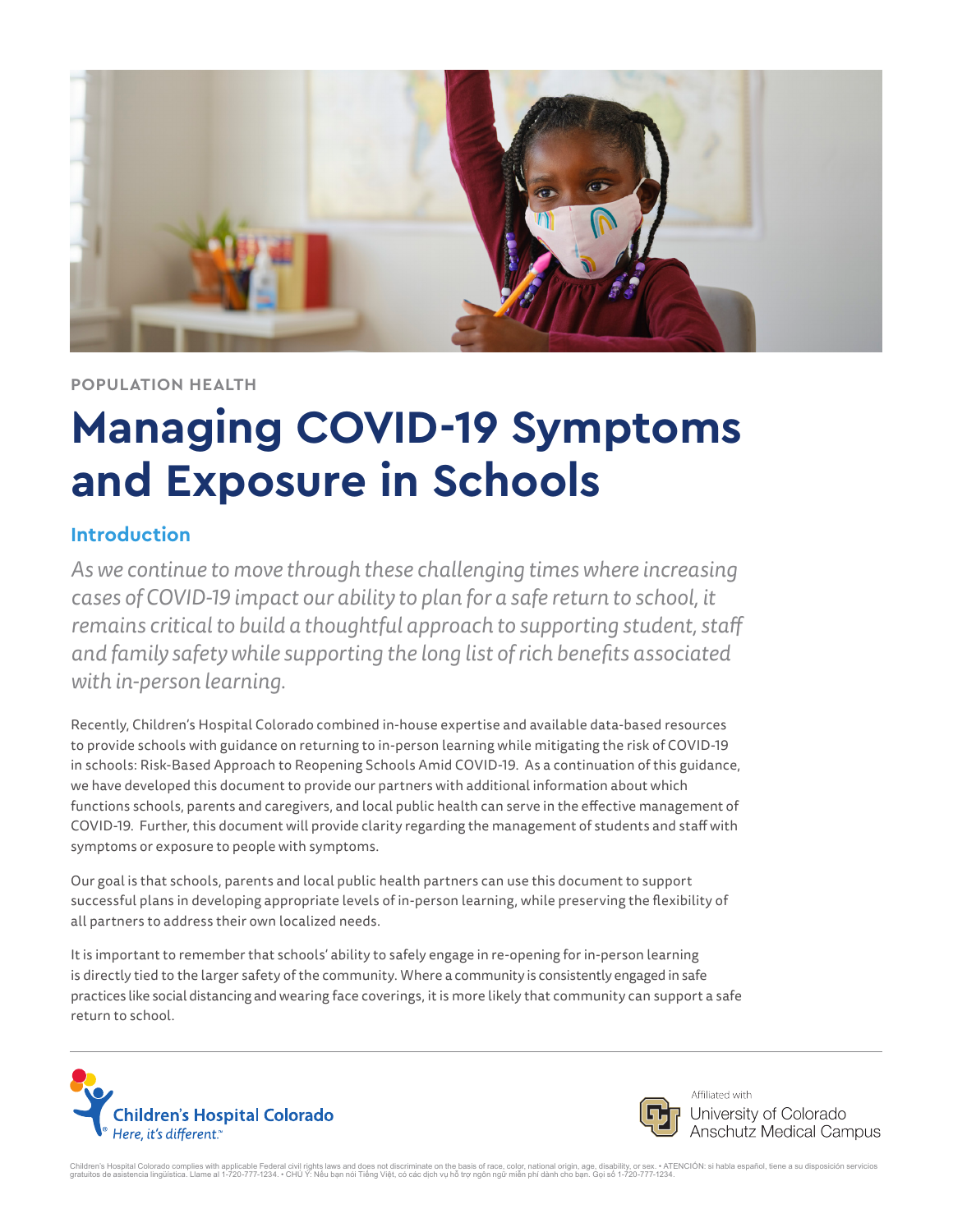POPULATION HEALTH

# Managing COVID-19 Symptoms and Exposure in Schools

## Introduction

*As we continue to move through these challenging times where increasing cases of COVID-19 impact our ability to plan for a safe return to school, it remains critical to build a thoughtful approach to supporting student, staff and family safety while supporting the long list of rich benefits associated with in-person learning.*

Recently, Children's Hospital Colorado combined in-house expertise and available data-based resources to provide schools with guidance on returning to in-person learning while mitigating the risk of COVID-19 in schools: Risk-Based Approach to Reopening Schools Amid COVID-19. As a continuation of this guidance, we have developed this document to provide our partners with additional information about which functions schools, parents and caregivers, and local public health can serve in the effective management of COVID-19. Further, this document will provide clarity regarding the management of students and staff with symptoms or exposure to people with symptoms.

Our goal is that schools, parents and local public health partners can use this document to support successful plans in developing appropriate levels of in-person learning, while preserving the flexibility of all partners to address their own localized needs.

It is important to remember that schools' ability to safely engage in re-opening for in-person learning is directly tied to the larger safety of the community. Where a community is consistently engaged in safe practices like social distancing and wearing face coverings, it is more likely that community can support a safe return to school.

Children's Hospital Colorado
Here, it's different.™

Affiliated with University of Colorado Anschutz Medical Campus

Children's Hospital Colorado complies with applicable Federal civil rights laws and does not discriminate on the basis of race, color, national origin, age, disability, or sex. • ATENCIÓN: si habla español, tiene a su disposición servicios gratuitos de asistencia lingüística. Llame al 1-720-777-1234. • CHÚ Ý: Nếu bạn nói Tiếng Việt, có các dịch vụ hỗ trợ ngôn ngữ miễn phí dành cho bạn. Gọi số 1-720-777-1234.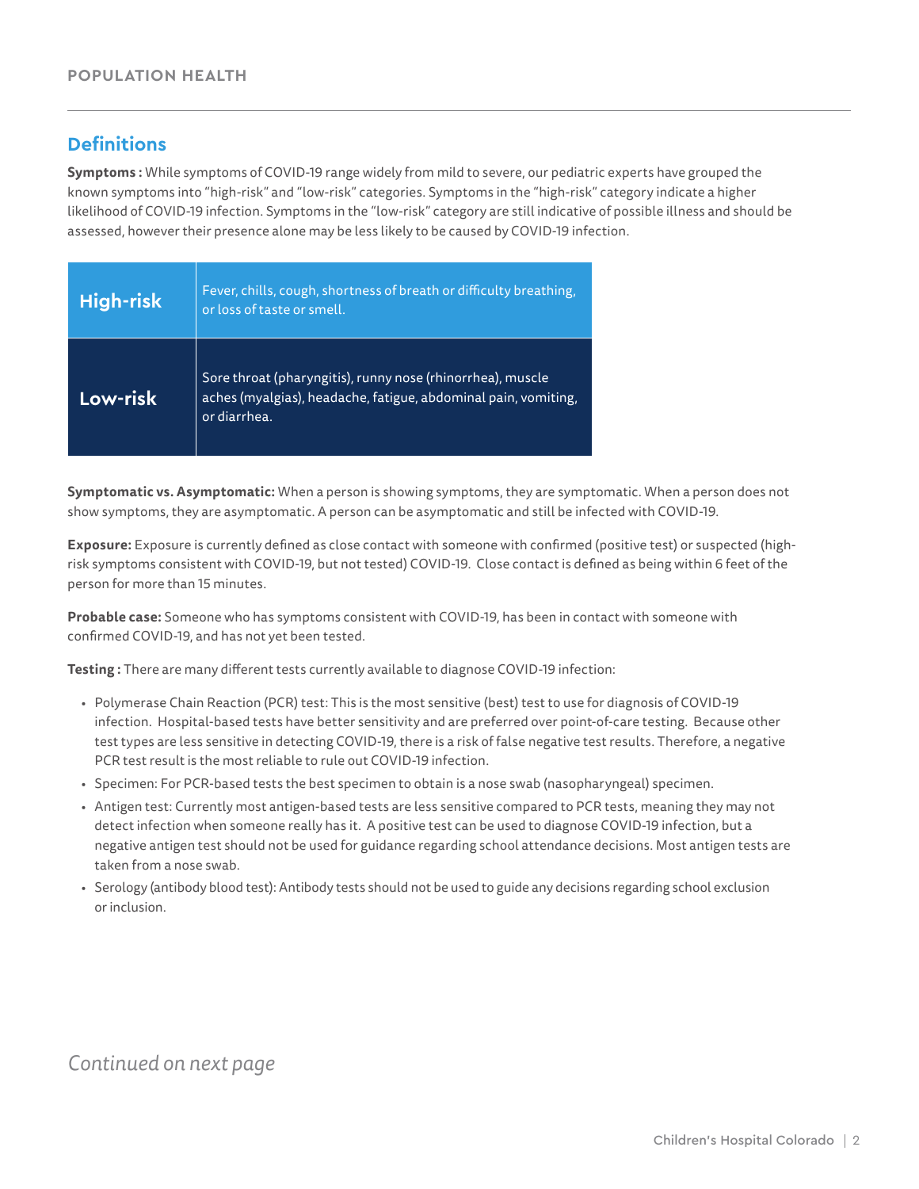## Definitions

**Symptoms :** While symptoms of COVID-19 range widely from mild to severe, our pediatric experts have grouped the known symptoms into "high-risk" and "low-risk" categories. Symptoms in the "high-risk" category indicate a higher likelihood of COVID-19 infection. Symptoms in the "low-risk" category are still indicative of possible illness and should be assessed, however their presence alone may be less likely to be caused by COVID-19 infection.

| | |
|---|---|
| **High-risk** | Fever, chills, cough, shortness of breath or difficulty breathing, or loss of taste or smell. |
| **Low-risk** | Sore throat (pharyngitis), runny nose (rhinorrhea), muscle aches (myalgias), headache, fatigue, abdominal pain, vomiting, or diarrhea. |

**Symptomatic vs. Asymptomatic:** When a person is showing symptoms, they are symptomatic. When a person does not show symptoms, they are asymptomatic. A person can be asymptomatic and still be infected with COVID-19.

**Exposure:** Exposure is currently defined as close contact with someone with confirmed (positive test) or suspected (high-risk symptoms consistent with COVID-19, but not tested) COVID-19. Close contact is defined as being within 6 feet of the person for more than 15 minutes.

**Probable case:** Someone who has symptoms consistent with COVID-19, has been in contact with someone with confirmed COVID-19, and has not yet been tested.

**Testing :** There are many different tests currently available to diagnose COVID-19 infection:

- Polymerase Chain Reaction (PCR) test: This is the most sensitive (best) test to use for diagnosis of COVID-19 infection. Hospital-based tests have better sensitivity and are preferred over point-of-care testing. Because other test types are less sensitive in detecting COVID-19, there is a risk of false negative test results. Therefore, a negative PCR test result is the most reliable to rule out COVID-19 infection.
- Specimen: For PCR-based tests the best specimen to obtain is a nose swab (nasopharyngeal) specimen.
- Antigen test: Currently most antigen-based tests are less sensitive compared to PCR tests, meaning they may not detect infection when someone really has it. A positive test can be used to diagnose COVID-19 infection, but a negative antigen test should not be used for guidance regarding school attendance decisions. Most antigen tests are taken from a nose swab.
- Serology (antibody blood test): Antibody tests should not be used to guide any decisions regarding school exclusion or inclusion.

*Continued on next page*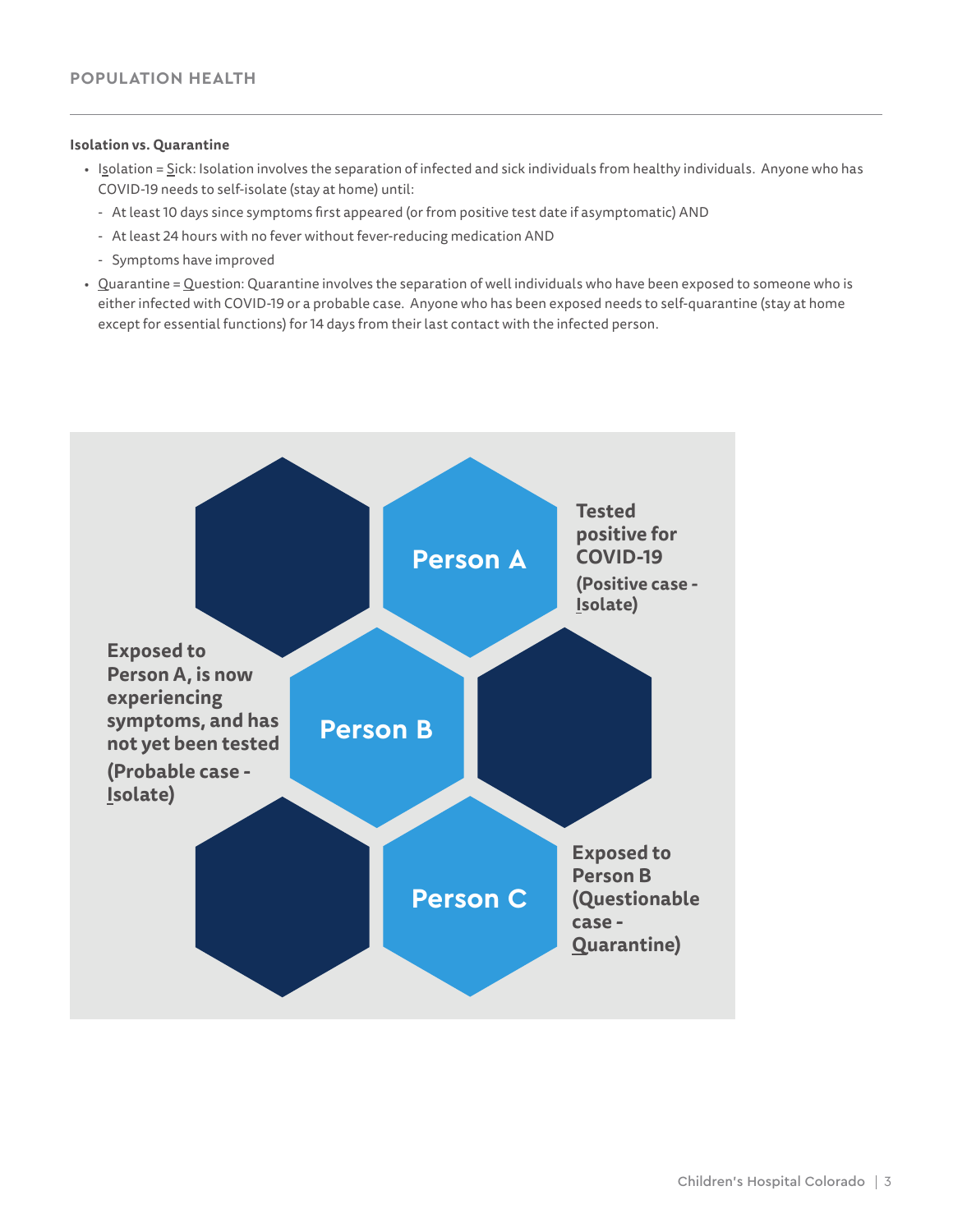**Isolation vs. Quarantine**

- Isolation = Sick: Isolation involves the separation of infected and sick individuals from healthy individuals. Anyone who has COVID-19 needs to self-isolate (stay at home) until:
  - At least 10 days since symptoms first appeared (or from positive test date if asymptomatic) AND
  - At least 24 hours with no fever without fever-reducing medication AND
  - Symptoms have improved
- Quarantine = Question: Quarantine involves the separation of well individuals who have been exposed to someone who is either infected with COVID-19 or a probable case. Anyone who has been exposed needs to self-quarantine (stay at home except for essential functions) for 14 days from their last contact with the infected person.

**Person A**

**Tested positive for COVID-19**

**(Positive case - Isolate)**

**Person B**

**Exposed to Person A, is now experiencing symptoms, and has not yet been tested**

**(Probable case - Isolate)**

**Person C**

**Exposed to Person B (Questionable case - Quarantine)**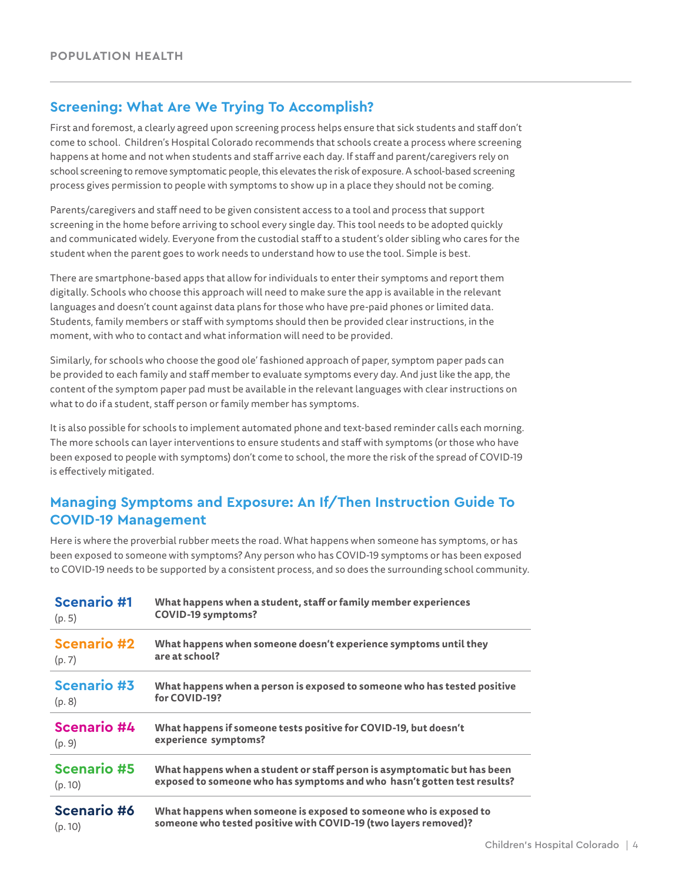## Screening: What Are We Trying To Accomplish?

First and foremost, a clearly agreed upon screening process helps ensure that sick students and staff don't come to school. Children's Hospital Colorado recommends that schools create a process where screening happens at home and not when students and staff arrive each day. If staff and parent/caregivers rely on school screening to remove symptomatic people, this elevates the risk of exposure. A school-based screening process gives permission to people with symptoms to show up in a place they should not be coming.

Parents/caregivers and staff need to be given consistent access to a tool and process that support screening in the home before arriving to school every single day. This tool needs to be adopted quickly and communicated widely. Everyone from the custodial staff to a student's older sibling who cares for the student when the parent goes to work needs to understand how to use the tool. Simple is best.

There are smartphone-based apps that allow for individuals to enter their symptoms and report them digitally. Schools who choose this approach will need to make sure the app is available in the relevant languages and doesn't count against data plans for those who have pre-paid phones or limited data. Students, family members or staff with symptoms should then be provided clear instructions, in the moment, with who to contact and what information will need to be provided.

Similarly, for schools who choose the good ole' fashioned approach of paper, symptom paper pads can be provided to each family and staff member to evaluate symptoms every day. And just like the app, the content of the symptom paper pad must be available in the relevant languages with clear instructions on what to do if a student, staff person or family member has symptoms.

It is also possible for schools to implement automated phone and text-based reminder calls each morning. The more schools can layer interventions to ensure students and staff with symptoms (or those who have been exposed to people with symptoms) don't come to school, the more the risk of the spread of COVID-19 is effectively mitigated.

## Managing Symptoms and Exposure: An If/Then Instruction Guide To COVID-19 Management

Here is where the proverbial rubber meets the road. What happens when someone has symptoms, or has been exposed to someone with symptoms? Any person who has COVID-19 symptoms or has been exposed to COVID-19 needs to be supported by a consistent process, and so does the surrounding school community.

| Scenario | Question |
|---|---|
| **Scenario #1** (p. 5) | **What happens when a student, staff or family member experiences COVID-19 symptoms?** |
| **Scenario #2** (p. 7) | **What happens when someone doesn't experience symptoms until they are at school?** |
| **Scenario #3** (p. 8) | **What happens when a person is exposed to someone who has tested positive for COVID-19?** |
| **Scenario #4** (p. 9) | **What happens if someone tests positive for COVID-19, but doesn't experience symptoms?** |
| **Scenario #5** (p. 10) | **What happens when a student or staff person is asymptomatic but has been exposed to someone who has symptoms and who hasn't gotten test results?** |
| **Scenario #6** (p. 10) | **What happens when someone is exposed to someone who is exposed to someone who tested positive with COVID-19 (two layers removed)?** |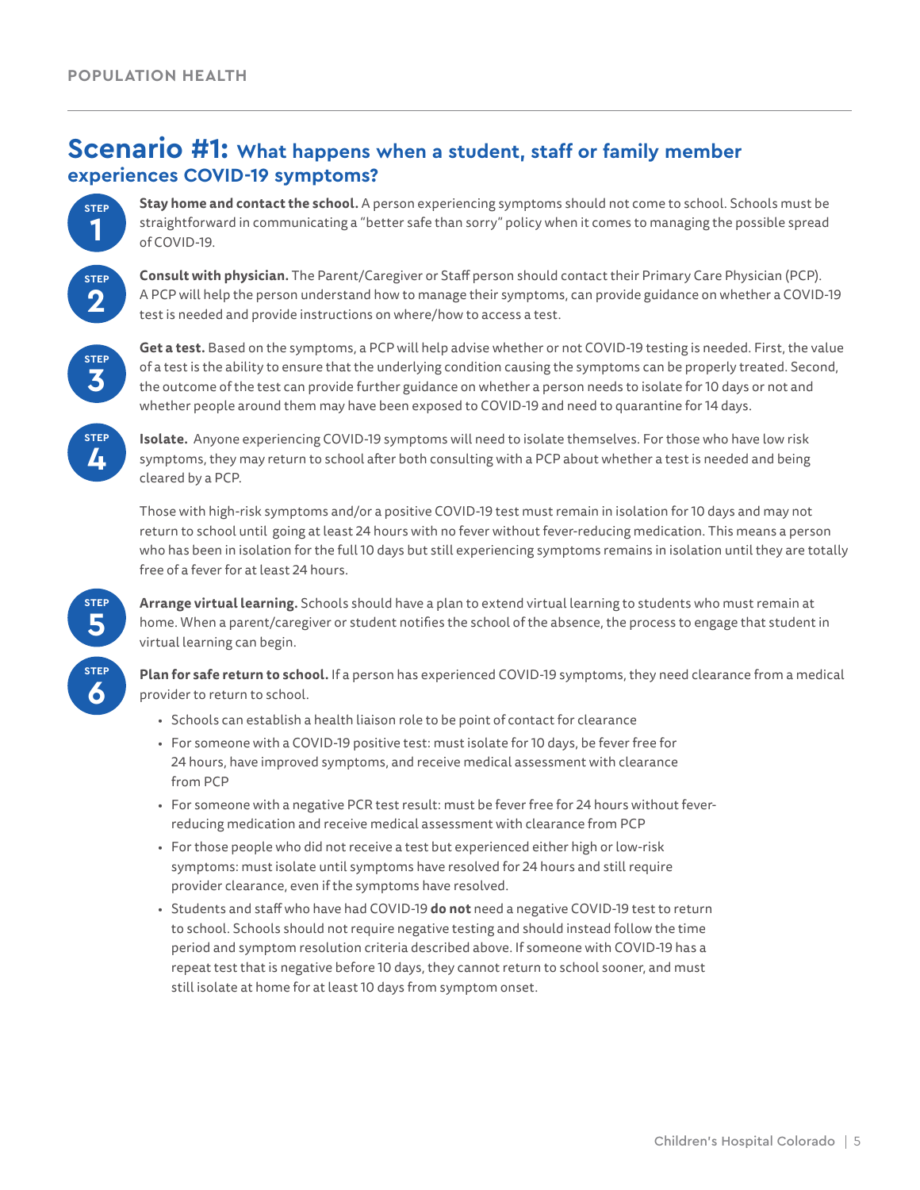## Scenario #1: What happens when a student, staff or family member experiences COVID-19 symptoms?

**STEP 1** **Stay home and contact the school.** A person experiencing symptoms should not come to school. Schools must be straightforward in communicating a "better safe than sorry" policy when it comes to managing the possible spread of COVID-19.

**STEP 2** **Consult with physician.** The Parent/Caregiver or Staff person should contact their Primary Care Physician (PCP). A PCP will help the person understand how to manage their symptoms, can provide guidance on whether a COVID-19 test is needed and provide instructions on where/how to access a test.

**STEP 3** **Get a test.** Based on the symptoms, a PCP will help advise whether or not COVID-19 testing is needed. First, the value of a test is the ability to ensure that the underlying condition causing the symptoms can be properly treated. Second, the outcome of the test can provide further guidance on whether a person needs to isolate for 10 days or not and whether people around them may have been exposed to COVID-19 and need to quarantine for 14 days.

**STEP 4** **Isolate.** Anyone experiencing COVID-19 symptoms will need to isolate themselves. For those who have low risk symptoms, they may return to school after both consulting with a PCP about whether a test is needed and being cleared by a PCP.

Those with high-risk symptoms and/or a positive COVID-19 test must remain in isolation for 10 days and may not return to school until going at least 24 hours with no fever without fever-reducing medication. This means a person who has been in isolation for the full 10 days but still experiencing symptoms remains in isolation until they are totally free of a fever for at least 24 hours.

**STEP 5** **Arrange virtual learning.** Schools should have a plan to extend virtual learning to students who must remain at home. When a parent/caregiver or student notifies the school of the absence, the process to engage that student in virtual learning can begin.

**STEP 6** **Plan for safe return to school.** If a person has experienced COVID-19 symptoms, they need clearance from a medical provider to return to school.

- Schools can establish a health liaison role to be point of contact for clearance
- For someone with a COVID-19 positive test: must isolate for 10 days, be fever free for 24 hours, have improved symptoms, and receive medical assessment with clearance from PCP
- For someone with a negative PCR test result: must be fever free for 24 hours without fever-reducing medication and receive medical assessment with clearance from PCP
- For those people who did not receive a test but experienced either high or low-risk symptoms: must isolate until symptoms have resolved for 24 hours and still require provider clearance, even if the symptoms have resolved.
- Students and staff who have had COVID-19 **do not** need a negative COVID-19 test to return to school. Schools should not require negative testing and should instead follow the time period and symptom resolution criteria described above. If someone with COVID-19 has a repeat test that is negative before 10 days, they cannot return to school sooner, and must still isolate at home for at least 10 days from symptom onset.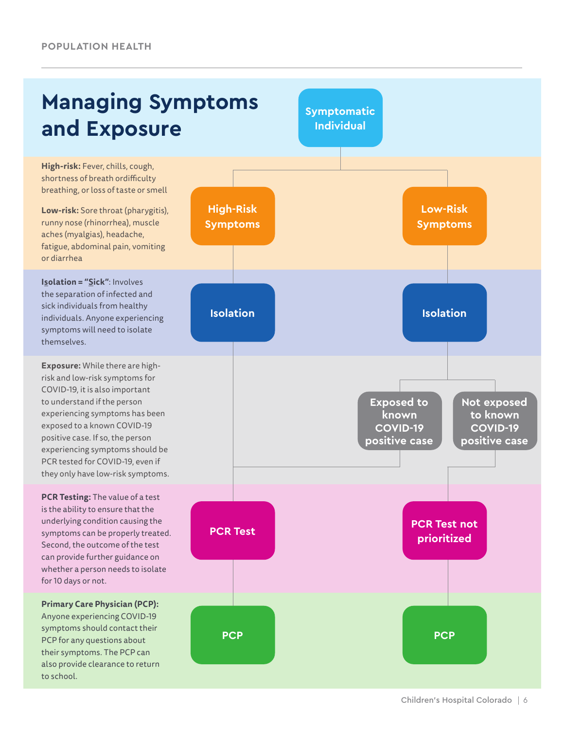# Managing Symptoms and Exposure

**High-risk:** Fever, chills, cough, shortness of breath ordifficulty breathing, or loss of taste or smell

**Low-risk:** Sore throat (pharygitis), runny nose (rhinorrhea), muscle aches (myalgias), headache, fatigue, abdominal pain, vomiting or diarrhea

**Isolation = "Sick"**: Involves the separation of infected and sick individuals from healthy individuals. Anyone experiencing symptoms will need to isolate themselves.

**Exposure:** While there are high-risk and low-risk symptoms for COVID-19, it is also important to understand if the person experiencing symptoms has been exposed to a known COVID-19 positive case. If so, the person experiencing symptoms should be PCR tested for COVID-19, even if they only have low-risk symptoms.

**PCR Testing:** The value of a test is the ability to ensure that the underlying condition causing the symptoms can be properly treated. Second, the outcome of the test can provide further guidance on whether a person needs to isolate for 10 days or not.

**Primary Care Physician (PCP):** Anyone experiencing COVID-19 symptoms should contact their PCP for any questions about their symptoms. The PCP can also provide clearance to return to school.

Symptomatic Individual

- High-Risk Symptoms → Isolation → PCR Test → PCP
- Low-Risk Symptoms → Isolation →
  - Exposed to known COVID-19 positive case → PCR Test → PCP
  - Not exposed to known COVID-19 positive case → PCR Test not prioritized → PCP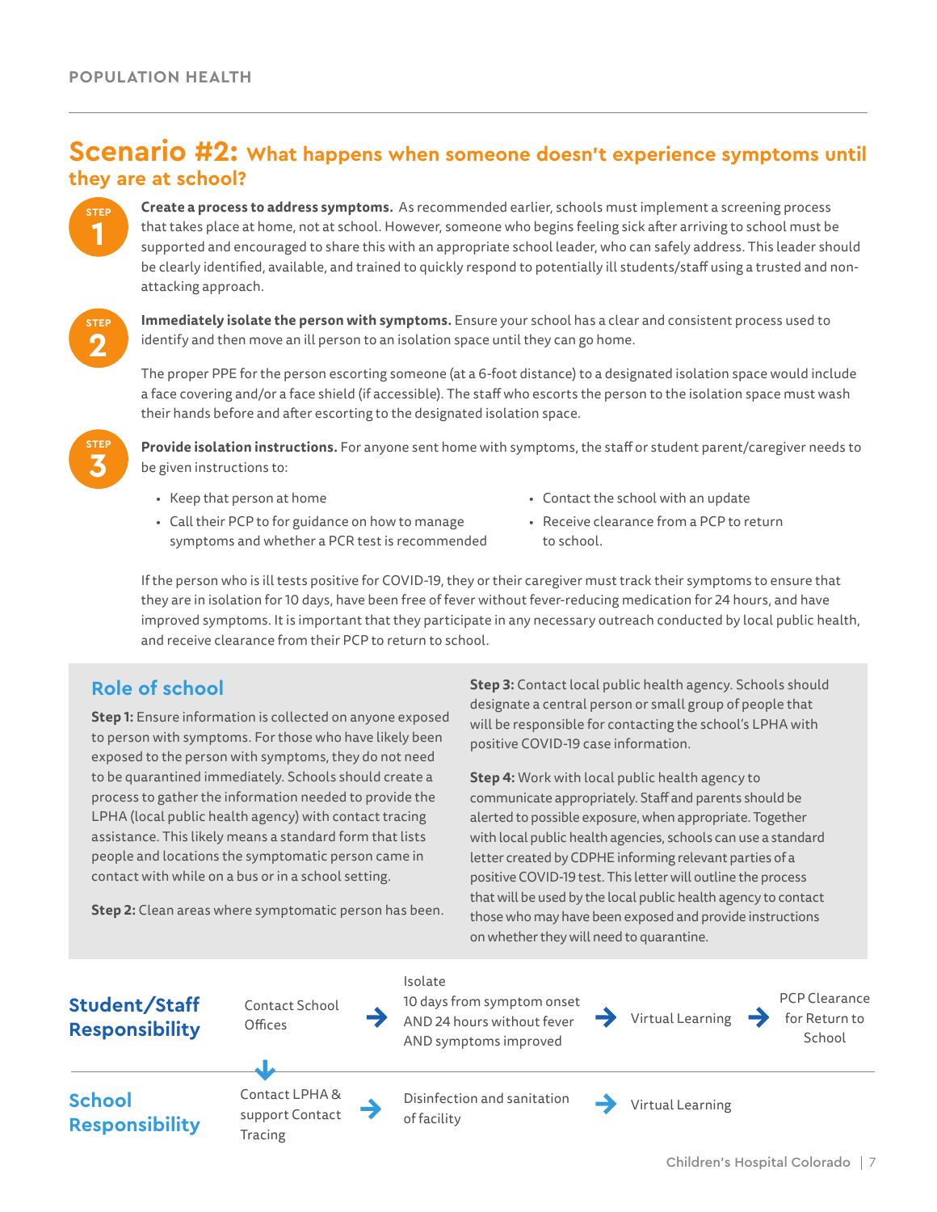## Scenario #2: What happens when someone doesn't experience symptoms until they are at school?

**STEP 1**

**Create a process to address symptoms.** As recommended earlier, schools must implement a screening process that takes place at home, not at school. However, someone who begins feeling sick after arriving to school must be supported and encouraged to share this with an appropriate school leader, who can safely address. This leader should be clearly identified, available, and trained to quickly respond to potentially ill students/staff using a trusted and non-attacking approach.

**STEP 2**

**Immediately isolate the person with symptoms.** Ensure your school has a clear and consistent process used to identify and then move an ill person to an isolation space until they can go home.

The proper PPE for the person escorting someone (at a 6-foot distance) to a designated isolation space would include a face covering and/or a face shield (if accessible). The staff who escorts the person to the isolation space must wash their hands before and after escorting to the designated isolation space.

**STEP 3**

**Provide isolation instructions.** For anyone sent home with symptoms, the staff or student parent/caregiver needs to be given instructions to:

- Keep that person at home
- Call their PCP to for guidance on how to manage symptoms and whether a PCR test is recommended
- Contact the school with an update
- Receive clearance from a PCP to return to school.

If the person who is ill tests positive for COVID-19, they or their caregiver must track their symptoms to ensure that they are in isolation for 10 days, have been free of fever without fever-reducing medication for 24 hours, and have improved symptoms. It is important that they participate in any necessary outreach conducted by local public health, and receive clearance from their PCP to return to school.

### Role of school

**Step 1:** Ensure information is collected on anyone exposed to person with symptoms. For those who have likely been exposed to the person with symptoms, they do not need to be quarantined immediately. Schools should create a process to gather the information needed to provide the LPHA (local public health agency) with contact tracing assistance. This likely means a standard form that lists people and locations the symptomatic person came in contact with while on a bus or in a school setting.

**Step 2:** Clean areas where symptomatic person has been.

**Step 3:** Contact local public health agency. Schools should designate a central person or small group of people that will be responsible for contacting the school's LPHA with positive COVID-19 case information.

**Step 4:** Work with local public health agency to communicate appropriately. Staff and parents should be alerted to possible exposure, when appropriate. Together with local public health agencies, schools can use a standard letter created by CDPHE informing relevant parties of a positive COVID-19 test. This letter will outline the process that will be used by the local public health agency to contact those who may have been exposed and provide instructions on whether they will need to quarantine.

**Student/Staff Responsibility:** Contact School Offices → Isolate 10 days from symptom onset AND 24 hours without fever AND symptoms improved → Virtual Learning → PCP Clearance for Return to School

↓ (Contact School Offices leads to Contact LPHA & support Contact Tracing)

**School Responsibility:** Contact LPHA & support Contact Tracing → Disinfection and sanitation of facility → Virtual Learning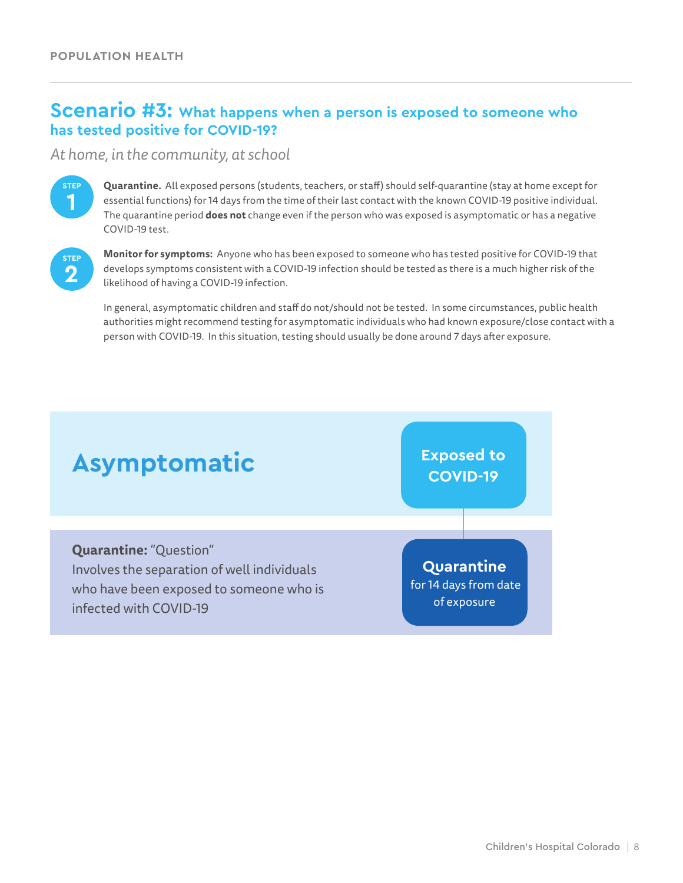## Scenario #3: What happens when a person is exposed to someone who has tested positive for COVID-19?

*At home, in the community, at school*

**STEP 1**

**Quarantine.** All exposed persons (students, teachers, or staff) should self-quarantine (stay at home except for essential functions) for 14 days from the time of their last contact with the known COVID-19 positive individual. The quarantine period **does not** change even if the person who was exposed is asymptomatic or has a negative COVID-19 test.

**STEP 2**

**Monitor for symptoms:** Anyone who has been exposed to someone who has tested positive for COVID-19 that develops symptoms consistent with a COVID-19 infection should be tested as there is a much higher risk of the likelihood of having a COVID-19 infection.

In general, asymptomatic children and staff do not/should not be tested. In some circumstances, public health authorities might recommend testing for asymptomatic individuals who had known exposure/close contact with a person with COVID-19. In this situation, testing should usually be done around 7 days after exposure.

## Asymptomatic

**Exposed to COVID-19**

**Quarantine:** "Question"
Involves the separation of well individuals who have been exposed to someone who is infected with COVID-19

**Quarantine** for 14 days from date of exposure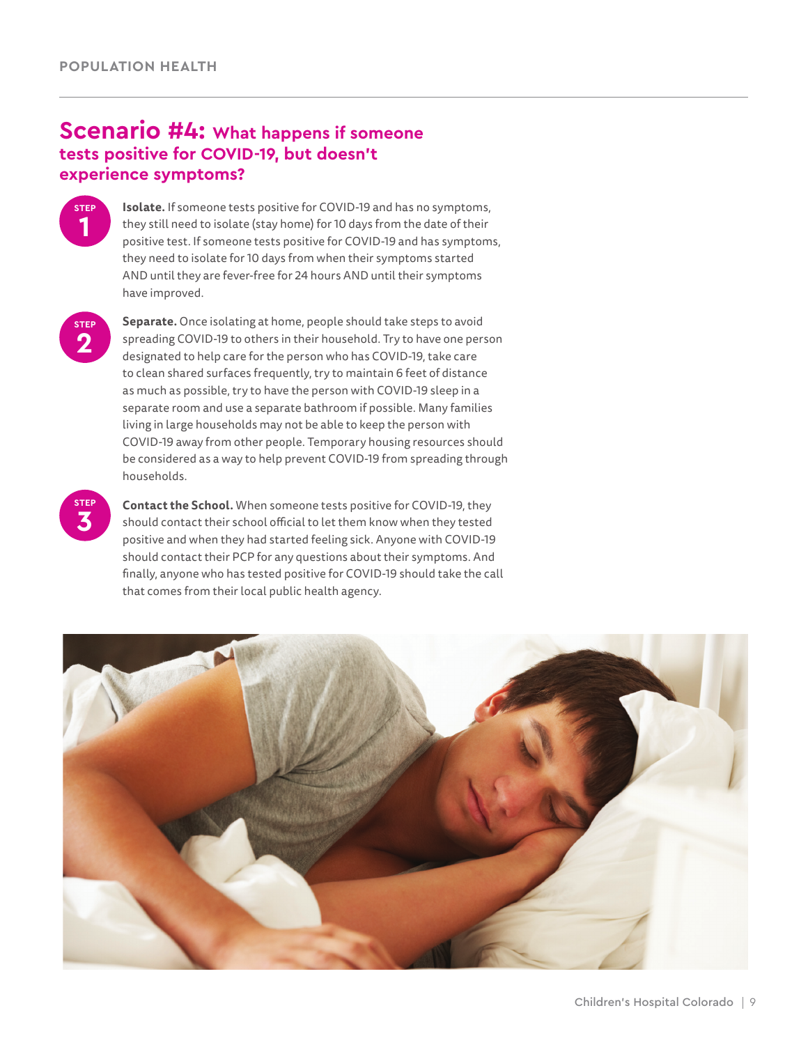## Scenario #4: What happens if someone tests positive for COVID-19, but doesn't experience symptoms?

**STEP 1**

**Isolate.** If someone tests positive for COVID-19 and has no symptoms, they still need to isolate (stay home) for 10 days from the date of their positive test. If someone tests positive for COVID-19 and has symptoms, they need to isolate for 10 days from when their symptoms started AND until they are fever-free for 24 hours AND until their symptoms have improved.

**STEP 2**

**Separate.** Once isolating at home, people should take steps to avoid spreading COVID-19 to others in their household. Try to have one person designated to help care for the person who has COVID-19, take care to clean shared surfaces frequently, try to maintain 6 feet of distance as much as possible, try to have the person with COVID-19 sleep in a separate room and use a separate bathroom if possible. Many families living in large households may not be able to keep the person with COVID-19 away from other people. Temporary housing resources should be considered as a way to help prevent COVID-19 from spreading through households.

**STEP 3**

**Contact the School.** When someone tests positive for COVID-19, they should contact their school official to let them know when they tested positive and when they had started feeling sick. Anyone with COVID-19 should contact their PCP for any questions about their symptoms. And finally, anyone who has tested positive for COVID-19 should take the call that comes from their local public health agency.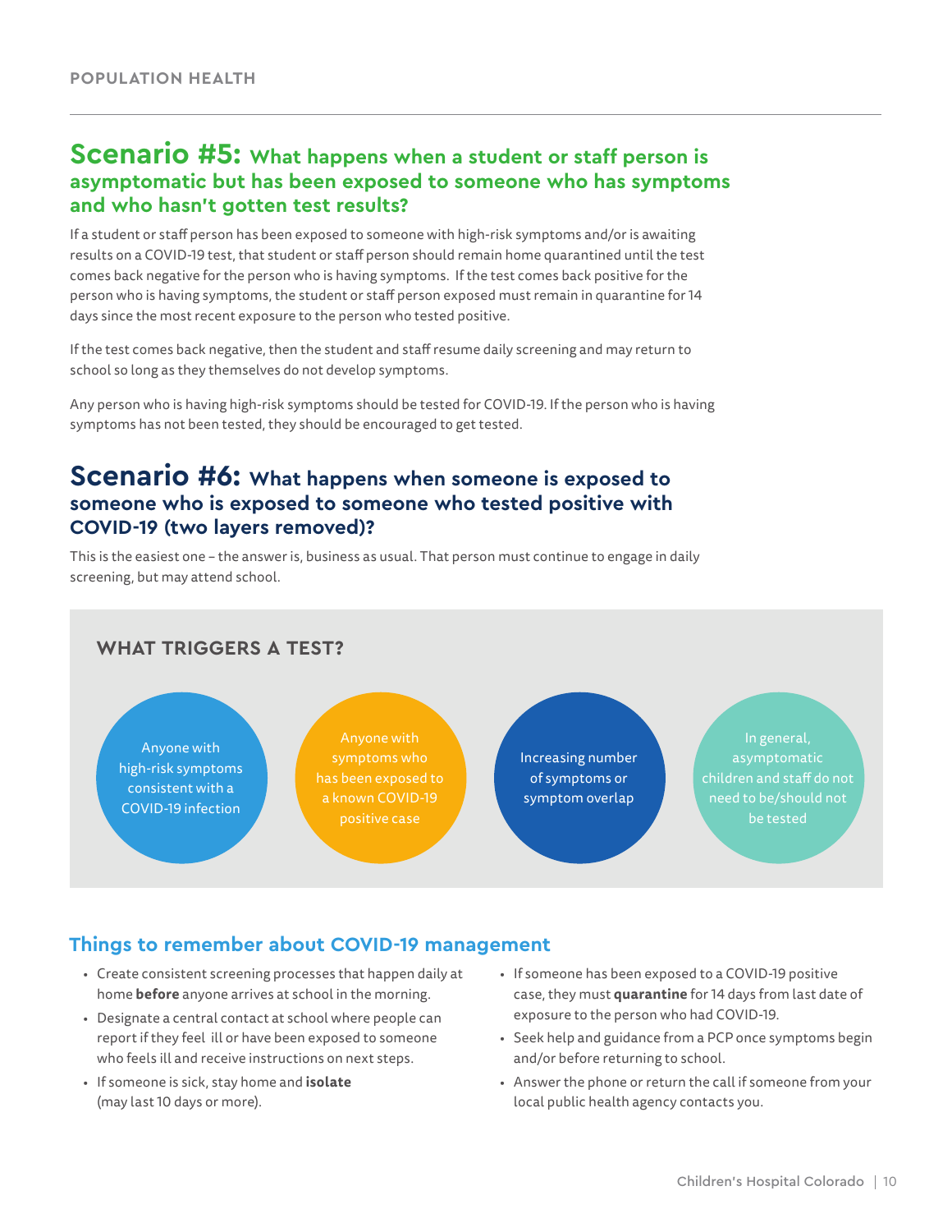## Scenario #5: What happens when a student or staff person is asymptomatic but has been exposed to someone who has symptoms and who hasn't gotten test results?

If a student or staff person has been exposed to someone with high-risk symptoms and/or is awaiting results on a COVID-19 test, that student or staff person should remain home quarantined until the test comes back negative for the person who is having symptoms. If the test comes back positive for the person who is having symptoms, the student or staff person exposed must remain in quarantine for 14 days since the most recent exposure to the person who tested positive.

If the test comes back negative, then the student and staff resume daily screening and may return to school so long as they themselves do not develop symptoms.

Any person who is having high-risk symptoms should be tested for COVID-19. If the person who is having symptoms has not been tested, they should be encouraged to get tested.

## Scenario #6: What happens when someone is exposed to someone who is exposed to someone who tested positive with COVID-19 (two layers removed)?

This is the easiest one – the answer is, business as usual. That person must continue to engage in daily screening, but may attend school.

### WHAT TRIGGERS A TEST?

- Anyone with high-risk symptoms consistent with a COVID-19 infection
- Anyone with symptoms who has been exposed to a known COVID-19 positive case
- Increasing number of symptoms or symptom overlap
- In general, asymptomatic children and staff do not need to be/should not be tested

### Things to remember about COVID-19 management

- Create consistent screening processes that happen daily at home **before** anyone arrives at school in the morning.
- Designate a central contact at school where people can report if they feel ill or have been exposed to someone who feels ill and receive instructions on next steps.
- If someone is sick, stay home and **isolate** (may last 10 days or more).
- If someone has been exposed to a COVID-19 positive case, they must **quarantine** for 14 days from last date of exposure to the person who had COVID-19.
- Seek help and guidance from a PCP once symptoms begin and/or before returning to school.
- Answer the phone or return the call if someone from your local public health agency contacts you.